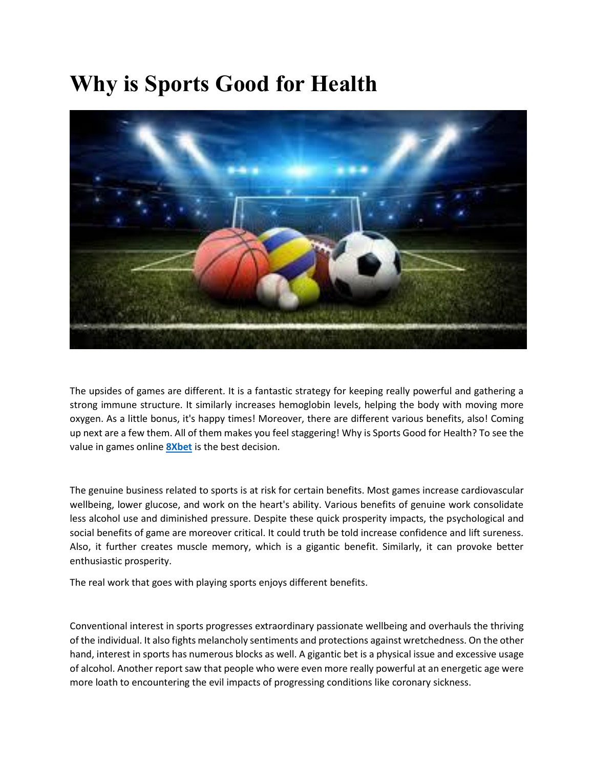# Why is Sports Good for Health

The upsides of games are different. It is a fantastic strategy for keeping really powerful and gathering a strong immune structure. It similarly increases hemoglobin levels, helping the body with moving more oxygen. As a little bonus, it's happy times! Moreover, there are different various benefits, also! Coming up next are a few them. All of them makes you feel staggering! Why is Sports Good for Health? To see the value in games online **8Xbet** is the best decision.

The genuine business related to sports is at risk for certain benefits. Most games increase cardiovascular wellbeing, lower glucose, and work on the heart's ability. Various benefits of genuine work consolidate less alcohol use and diminished pressure. Despite these quick prosperity impacts, the psychological and social benefits of game are moreover critical. It could truth be told increase confidence and lift sureness. Also, it further creates muscle memory, which is a gigantic benefit. Similarly, it can provoke better enthusiastic prosperity.

The real work that goes with playing sports enjoys different benefits.

Conventional interest in sports progresses extraordinary passionate wellbeing and overhauls the thriving of the individual. It also fights melancholy sentiments and protections against wretchedness. On the other hand, interest in sports has numerous blocks as well. A gigantic bet is a physical issue and excessive usage of alcohol. Another report saw that people who were even more really powerful at an energetic age were more loath to encountering the evil impacts of progressing conditions like coronary sickness.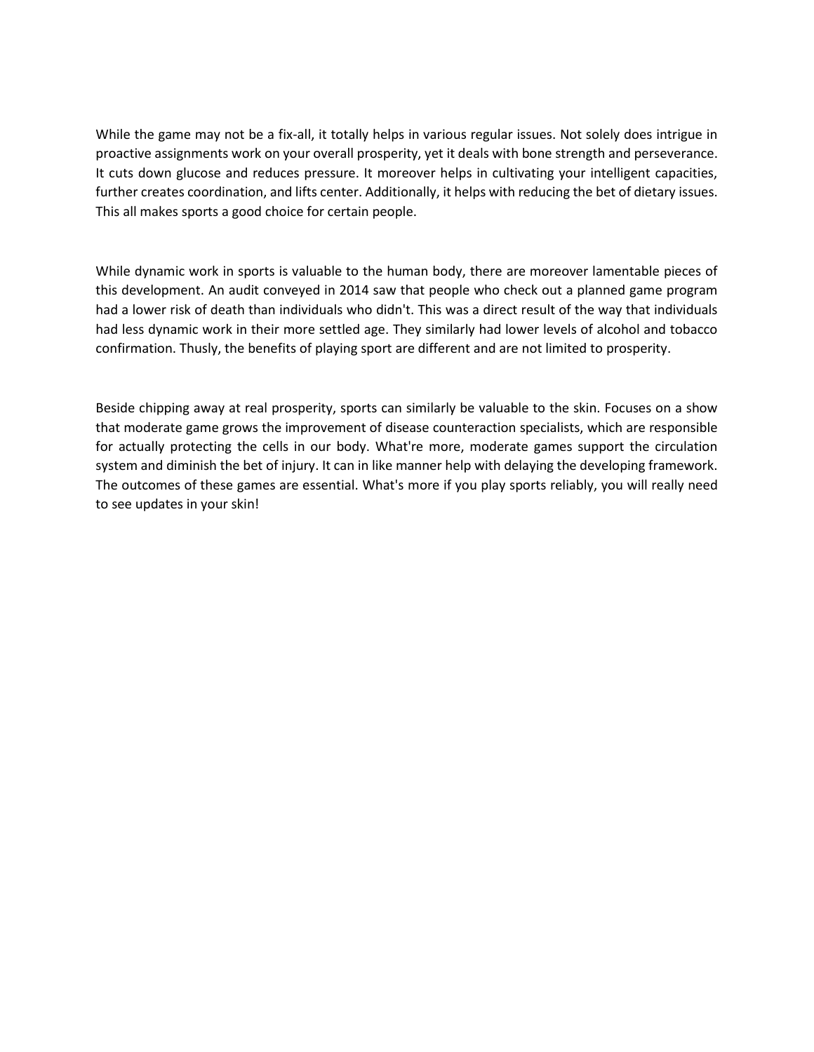While the game may not be a fix-all, it totally helps in various regular issues. Not solely does intrigue in proactive assignments work on your overall prosperity, yet it deals with bone strength and perseverance. It cuts down glucose and reduces pressure. It moreover helps in cultivating your intelligent capacities, further creates coordination, and lifts center. Additionally, it helps with reducing the bet of dietary issues. This all makes sports a good choice for certain people.

While dynamic work in sports is valuable to the human body, there are moreover lamentable pieces of this development. An audit conveyed in 2014 saw that people who check out a planned game program had a lower risk of death than individuals who didn't. This was a direct result of the way that individuals had less dynamic work in their more settled age. They similarly had lower levels of alcohol and tobacco confirmation. Thusly, the benefits of playing sport are different and are not limited to prosperity.

Beside chipping away at real prosperity, sports can similarly be valuable to the skin. Focuses on a show that moderate game grows the improvement of disease counteraction specialists, which are responsible for actually protecting the cells in our body. What're more, moderate games support the circulation system and diminish the bet of injury. It can in like manner help with delaying the developing framework. The outcomes of these games are essential. What's more if you play sports reliably, you will really need to see updates in your skin!